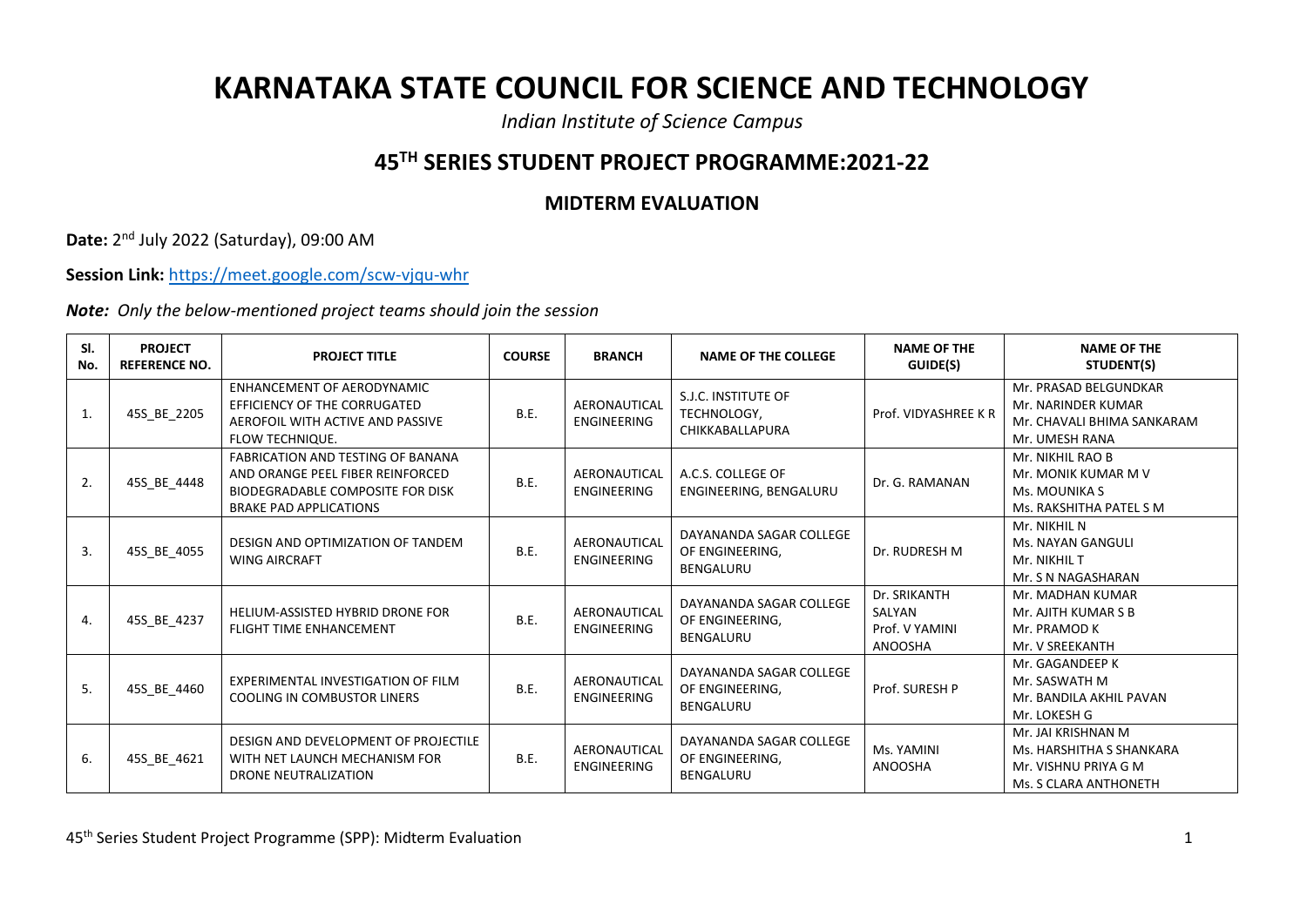# KARNATAKA STATE COUNCIL FOR SCIENCE AND TECHNOLOGY

*Indian Institute of Science Campus*

## 45TH SERIES STUDENT PROJECT PROGRAMME:2021-22

### MIDTERM EVALUATION

**Date:** 2nd July 2022 (Saturday), 09:00 AM

**Session Link:** https://meet.google.com/scw-vjqu-whr

***Note:*** *Only the below-mentioned project teams should join the session*

| Sl. No. | PROJECT REFERENCE NO. | PROJECT TITLE | COURSE | BRANCH | NAME OF THE COLLEGE | NAME OF THE GUIDE(S) | NAME OF THE STUDENT(S) |
|---|---|---|---|---|---|---|---|
| 1. | 45S_BE_2205 | ENHANCEMENT OF AERODYNAMIC EFFICIENCY OF THE CORRUGATED AEROFOIL WITH ACTIVE AND PASSIVE FLOW TECHNIQUE. | B.E. | AERONAUTICAL ENGINEERING | S.J.C. INSTITUTE OF TECHNOLOGY, CHIKKABALLAPURA | Prof. VIDYASHREE K R | Mr. PRASAD BELGUNDKAR<br>Mr. NARINDER KUMAR<br>Mr. CHAVALI BHIMA SANKARAM<br>Mr. UMESH RANA |
| 2. | 45S_BE_4448 | FABRICATION AND TESTING OF BANANA AND ORANGE PEEL FIBER REINFORCED BIODEGRADABLE COMPOSITE FOR DISK BRAKE PAD APPLICATIONS | B.E. | AERONAUTICAL ENGINEERING | A.C.S. COLLEGE OF ENGINEERING, BENGALURU | Dr. G. RAMANAN | Mr. NIKHIL RAO B<br>Mr. MONIK KUMAR M V<br>Ms. MOUNIKA S<br>Ms. RAKSHITHA PATEL S M |
| 3. | 45S_BE_4055 | DESIGN AND OPTIMIZATION OF TANDEM WING AIRCRAFT | B.E. | AERONAUTICAL ENGINEERING | DAYANANDA SAGAR COLLEGE OF ENGINEERING, BENGALURU | Dr. RUDRESH M | Mr. NIKHIL N<br>Ms. NAYAN GANGULI<br>Mr. NIKHIL T<br>Mr. S N NAGASHARAN |
| 4. | 45S_BE_4237 | HELIUM-ASSISTED HYBRID DRONE FOR FLIGHT TIME ENHANCEMENT | B.E. | AERONAUTICAL ENGINEERING | DAYANANDA SAGAR COLLEGE OF ENGINEERING, BENGALURU | Dr. SRIKANTH SALYAN<br>Prof. V YAMINI ANOOSHA | Mr. MADHAN KUMAR<br>Mr. AJITH KUMAR S B<br>Mr. PRAMOD K<br>Mr. V SREEKANTH |
| 5. | 45S_BE_4460 | EXPERIMENTAL INVESTIGATION OF FILM COOLING IN COMBUSTOR LINERS | B.E. | AERONAUTICAL ENGINEERING | DAYANANDA SAGAR COLLEGE OF ENGINEERING, BENGALURU | Prof. SURESH P | Mr. GAGANDEEP K<br>Mr. SASWATH M<br>Mr. BANDILA AKHIL PAVAN<br>Mr. LOKESH G |
| 6. | 45S_BE_4621 | DESIGN AND DEVELOPMENT OF PROJECTILE WITH NET LAUNCH MECHANISM FOR DRONE NEUTRALIZATION | B.E. | AERONAUTICAL ENGINEERING | DAYANANDA SAGAR COLLEGE OF ENGINEERING, BENGALURU | Ms. YAMINI ANOOSHA | Mr. JAI KRISHNAN M<br>Ms. HARSHITHA S SHANKARA<br>Mr. VISHNU PRIYA G M<br>Ms. S CLARA ANTHONETH |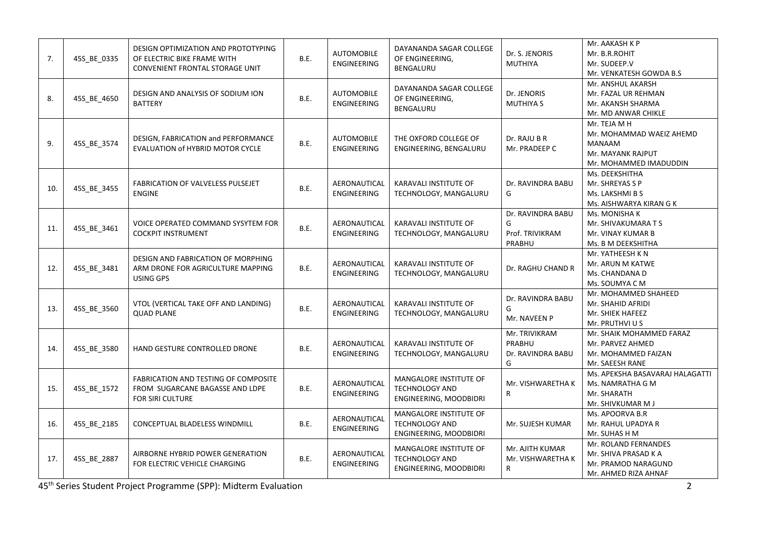| 7. | 45S_BE_0335 | DESIGN OPTIMIZATION AND PROTOTYPING OF ELECTRIC BIKE FRAME WITH CONVENIENT FRONTAL STORAGE UNIT | B.E. | AUTOMOBILE ENGINEERING | DAYANANDA SAGAR COLLEGE OF ENGINEERING, BENGALURU | Dr. S. JENORIS MUTHIYA | Mr. AAKASH K P<br>Mr. B.R.ROHIT<br>Mr. SUDEEP.V<br>Mr. VENKATESH GOWDA B.S |
|---|---|---|---|---|---|---|---|
| 8. | 45S_BE_4650 | DESIGN AND ANALYSIS OF SODIUM ION BATTERY | B.E. | AUTOMOBILE ENGINEERING | DAYANANDA SAGAR COLLEGE OF ENGINEERING, BENGALURU | Dr. JENORIS MUTHIYA S | Mr. ANSHUL AKARSH<br>Mr. FAZAL UR REHMAN<br>Mr. AKANSH SHARMA<br>Mr. MD ANWAR CHIKLE |
| 9. | 45S_BE_3574 | DESIGN, FABRICATION and PERFORMANCE EVALUATION of HYBRID MOTOR CYCLE | B.E. | AUTOMOBILE ENGINEERING | THE OXFORD COLLEGE OF ENGINEERING, BENGALURU | Dr. RAJU B R<br>Mr. PRADEEP C | Mr. TEJA M H<br>Mr. MOHAMMAD WAEIZ AHEMD MANAAM<br>Mr. MAYANK RAJPUT<br>Mr. MOHAMMED IMADUDDIN |
| 10. | 45S_BE_3455 | FABRICATION OF VALVELESS PULSEJET ENGINE | B.E. | AERONAUTICAL ENGINEERING | KARAVALI INSTITUTE OF TECHNOLOGY, MANGALURU | Dr. RAVINDRA BABU G | Ms. DEEKSHITHA<br>Mr. SHREYAS S P<br>Ms. LAKSHMI B S<br>Ms. AISHWARYA KIRAN G K |
| 11. | 45S_BE_3461 | VOICE OPERATED COMMAND SYSYTEM FOR COCKPIT INSTRUMENT | B.E. | AERONAUTICAL ENGINEERING | KARAVALI INSTITUTE OF TECHNOLOGY, MANGALURU | Dr. RAVINDRA BABU G<br>Prof. TRIVIKRAM PRABHU | Ms. MONISHA K<br>Mr. SHIVAKUMARA T S<br>Mr. VINAY KUMAR B<br>Ms. B M DEEKSHITHA |
| 12. | 45S_BE_3481 | DESIGN AND FABRICATION OF MORPHING ARM DRONE FOR AGRICULTURE MAPPING USING GPS | B.E. | AERONAUTICAL ENGINEERING | KARAVALI INSTITUTE OF TECHNOLOGY, MANGALURU | Dr. RAGHU CHAND R | Mr. YATHEESH K N<br>Mr. ARUN M KATWE<br>Ms. CHANDANA D<br>Ms. SOUMYA C M |
| 13. | 45S_BE_3560 | VTOL (VERTICAL TAKE OFF AND LANDING) QUAD PLANE | B.E. | AERONAUTICAL ENGINEERING | KARAVALI INSTITUTE OF TECHNOLOGY, MANGALURU | Dr. RAVINDRA BABU G<br>Mr. NAVEEN P | Mr. MOHAMMED SHAHEED<br>Mr. SHAHID AFRIDI<br>Mr. SHIEK HAFEEZ<br>Mr. PRUTHVI U S |
| 14. | 45S_BE_3580 | HAND GESTURE CONTROLLED DRONE | B.E. | AERONAUTICAL ENGINEERING | KARAVALI INSTITUTE OF TECHNOLOGY, MANGALURU | Mr. TRIVIKRAM PRABHU<br>Dr. RAVINDRA BABU G | Mr. SHAIK MOHAMMED FARAZ<br>Mr. PARVEZ AHMED<br>Mr. MOHAMMED FAIZAN<br>Mr. SAEESH RANE |
| 15. | 45S_BE_1572 | FABRICATION AND TESTING OF COMPOSITE FROM SUGARCANE BAGASSE AND LDPE FOR SIRI CULTURE | B.E. | AERONAUTICAL ENGINEERING | MANGALORE INSTITUTE OF TECHNOLOGY AND ENGINEERING, MOODBIDRI | Mr. VISHWARETHA K R | Ms. APEKSHA BASAVARAJ HALAGATTI<br>Ms. NAMRATHA G M<br>Mr. SHARATH<br>Mr. SHIVKUMAR M J |
| 16. | 45S_BE_2185 | CONCEPTUAL BLADELESS WINDMILL | B.E. | AERONAUTICAL ENGINEERING | MANGALORE INSTITUTE OF TECHNOLOGY AND ENGINEERING, MOODBIDRI | Mr. SUJESH KUMAR | Ms. APOORVA B.R<br>Mr. RAHUL UPADYA R<br>Mr. SUHAS H M |
| 17. | 45S_BE_2887 | AIRBORNE HYBRID POWER GENERATION FOR ELECTRIC VEHICLE CHARGING | B.E. | AERONAUTICAL ENGINEERING | MANGALORE INSTITUTE OF TECHNOLOGY AND ENGINEERING, MOODBIDRI | Mr. AJITH KUMAR<br>Mr. VISHWARETHA K R | Mr. ROLAND FERNANDES<br>Mr. SHIVA PRASAD K A<br>Mr. PRAMOD NARAGUND<br>Mr. AHMED RIZA AHNAF |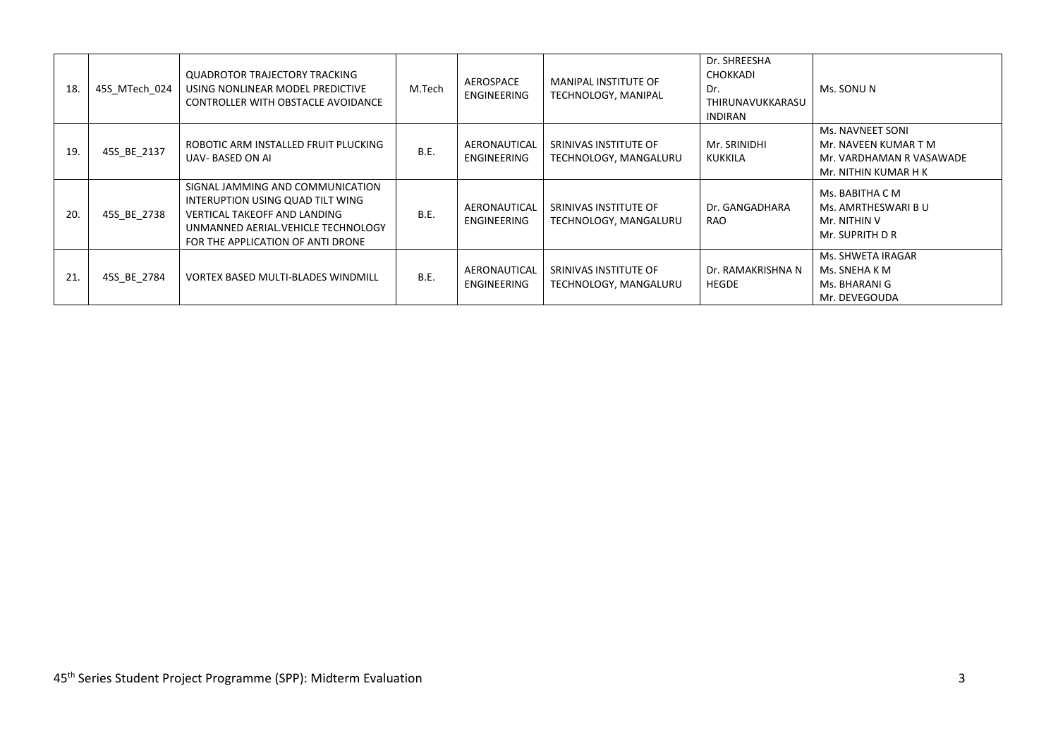| | | | | | | | |
|---|---|---|---|---|---|---|---|
| 18. | 45S_MTech_024 | QUADROTOR TRAJECTORY TRACKING USING NONLINEAR MODEL PREDICTIVE CONTROLLER WITH OBSTACLE AVOIDANCE | M.Tech | AEROSPACE ENGINEERING | MANIPAL INSTITUTE OF TECHNOLOGY, MANIPAL | Dr. SHREESHA CHOKKADI<br>Dr. THIRUNAVUKKARASU INDIRAN | Ms. SONU N |
| 19. | 45S_BE_2137 | ROBOTIC ARM INSTALLED FRUIT PLUCKING UAV- BASED ON AI | B.E. | AERONAUTICAL ENGINEERING | SRINIVAS INSTITUTE OF TECHNOLOGY, MANGALURU | Mr. SRINIDHI KUKKILA | Ms. NAVNEET SONI<br>Mr. NAVEEN KUMAR T M<br>Mr. VARDHAMAN R VASAWADE<br>Mr. NITHIN KUMAR H K |
| 20. | 45S_BE_2738 | SIGNAL JAMMING AND COMMUNICATION INTERUPTION USING QUAD TILT WING VERTICAL TAKEOFF AND LANDING UNMANNED AERIAL.VEHICLE TECHNOLOGY FOR THE APPLICATION OF ANTI DRONE | B.E. | AERONAUTICAL ENGINEERING | SRINIVAS INSTITUTE OF TECHNOLOGY, MANGALURU | Dr. GANGADHARA RAO | Ms. BABITHA C M<br>Ms. AMRTHESWARI B U<br>Mr. NITHIN V<br>Mr. SUPRITH D R |
| 21. | 45S_BE_2784 | VORTEX BASED MULTI-BLADES WINDMILL | B.E. | AERONAUTICAL ENGINEERING | SRINIVAS INSTITUTE OF TECHNOLOGY, MANGALURU | Dr. RAMAKRISHNA N HEGDE | Ms. SHWETA IRAGAR<br>Ms. SNEHA K M<br>Ms. BHARANI G<br>Mr. DEVEGOUDA |